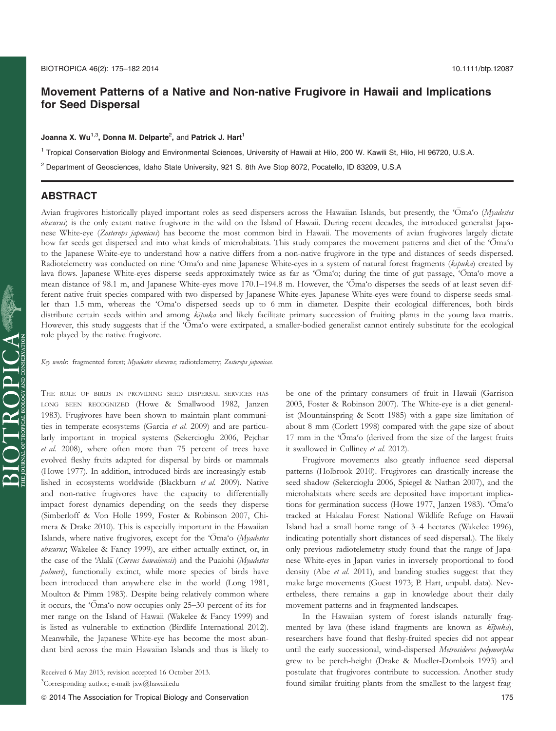# Movement Patterns of a Native and Non-native Frugivore in Hawaii and Implications for Seed Dispersal

**Joanna X. Wu**[1,3], **Donna M. Delparte**[2], and **Patrick J. Hart**[1]

[1] Tropical Conservation Biology and Environmental Sciences, University of Hawaii at Hilo, 200 W. Kawili St, Hilo, HI 96720, U.S.A.

[2] Department of Geosciences, Idaho State University, 921 S. 8th Ave Stop 8072, Pocatello, ID 83209, U.S.A

## ABSTRACT

Avian frugivores historically played important roles as seed dispersers across the Hawaiian Islands, but presently, the ʻŌmaʻo (*Myadestes obscurus*) is the only extant native frugivore in the wild on the Island of Hawaii. During recent decades, the introduced generalist Japanese White-eye (*Zosterops japonicus*) has become the most common bird in Hawaii. The movements of avian frugivores largely dictate how far seeds get dispersed and into what kinds of microhabitats. This study compares the movement patterns and diet of the ʻŌmaʻo to the Japanese White-eye to understand how a native differs from a non-native frugivore in the type and distances of seeds dispersed. Radiotelemetry was conducted on nine ʻŌmaʻo and nine Japanese White-eyes in a system of natural forest fragments (*kīpuka*) created by lava flows. Japanese White-eyes disperse seeds approximately twice as far as ʻŌmaʻo; during the time of gut passage, ʻŌmaʻo move a mean distance of 98.1 m, and Japanese White-eyes move 170.1–194.8 m. However, the ʻŌmaʻo disperses the seeds of at least seven different native fruit species compared with two dispersed by Japanese White-eyes. Japanese White-eyes were found to disperse seeds smaller than 1.5 mm, whereas the ʻŌmaʻo dispersed seeds up to 6 mm in diameter. Despite their ecological differences, both birds distribute certain seeds within and among *kīpuka* and likely facilitate primary succession of fruiting plants in the young lava matrix. However, this study suggests that if the ʻŌmaʻo were extirpated, a smaller-bodied generalist cannot entirely substitute for the ecological role played by the native frugivore.

*Key words*: fragmented forest; *Myadestes obscurus*; radiotelemetry; *Zosterops japonicas*.

THE ROLE OF BIRDS IN PROVIDING SEED DISPERSAL SERVICES HAS LONG BEEN RECOGNIZED (Howe & Smallwood 1982, Janzen 1983). Frugivores have been shown to maintain plant communities in temperate ecosystems (García *et al.* 2009) and are particularly important in tropical systems (Sekercioglu 2006, Pejchar *et al.* 2008), where often more than 75 percent of trees have evolved fleshy fruits adapted for dispersal by birds or mammals (Howe 1977). In addition, introduced birds are increasingly established in ecosystems worldwide (Blackburn *et al.* 2009). Native and non-native frugivores have the capacity to differentially impact forest dynamics depending on the seeds they disperse (Simberloff & Von Holle 1999, Foster & Robinson 2007, Chimera & Drake 2010). This is especially important in the Hawaiian Islands, where native frugivores, except for the ʻŌmaʻo (*Myadestes obscurus*; Wakelee & Fancy 1999), are either actually extinct, or, in the case of the ʻAlalā (*Corvus hawaiiensis*) and the Puaiohi (*Myadestes palmeri*), functionally extinct, while more species of birds have been introduced than anywhere else in the world (Long 1981, Moulton & Pimm 1983). Despite being relatively common where it occurs, the ʻŌmaʻo now occupies only 25–30 percent of its former range on the Island of Hawaii (Wakelee & Fancy 1999) and is listed as vulnerable to extinction (Birdlife International 2012). Meanwhile, the Japanese White-eye has become the most abundant bird across the main Hawaiian Islands and thus is likely to be one of the primary consumers of fruit in Hawaii (Garrison 2003, Foster & Robinson 2007). The White-eye is a diet generalist (Mountainspring & Scott 1985) with a gape size limitation of about 8 mm (Corlett 1998) compared with the gape size of about 17 mm in the ʻŌmaʻo (derived from the size of the largest fruits it swallowed in Culliney *et al.* 2012).

Frugivore movements also greatly influence seed dispersal patterns (Holbrook 2010). Frugivores can drastically increase the seed shadow (Sekercioglu 2006, Spiegel & Nathan 2007), and the microhabitats where seeds are deposited have important implications for germination success (Howe 1977, Janzen 1983). ʻŌmaʻo tracked at Hakalau Forest National Wildlife Refuge on Hawaii Island had a small home range of 3–4 hectares (Wakelee 1996), indicating potentially short distances of seed dispersal.). The likely only previous radiotelemetry study found that the range of Japanese White-eyes in Japan varies in inversely proportional to food density (Abe *et al.* 2011), and banding studies suggest that they make large movements (Guest 1973; P. Hart, unpubl. data). Nevertheless, there remains a gap in knowledge about their daily movement patterns and in fragmented landscapes.

In the Hawaiian system of forest islands naturally fragmented by lava (these island fragments are known as *kīpuka*), researchers have found that fleshy-fruited species did not appear until the early successional, wind-dispersed *Metrosideros polymorpha* grew to be perch-height (Drake & Mueller-Dombois 1993) and postulate that frugivores contribute to succession. Another study found similar fruiting plants from the smallest to the largest frag-

Received 6 May 2013; revision accepted 16 October 2013.

[3]Corresponding author; e-mail: jxw@hawaii.edu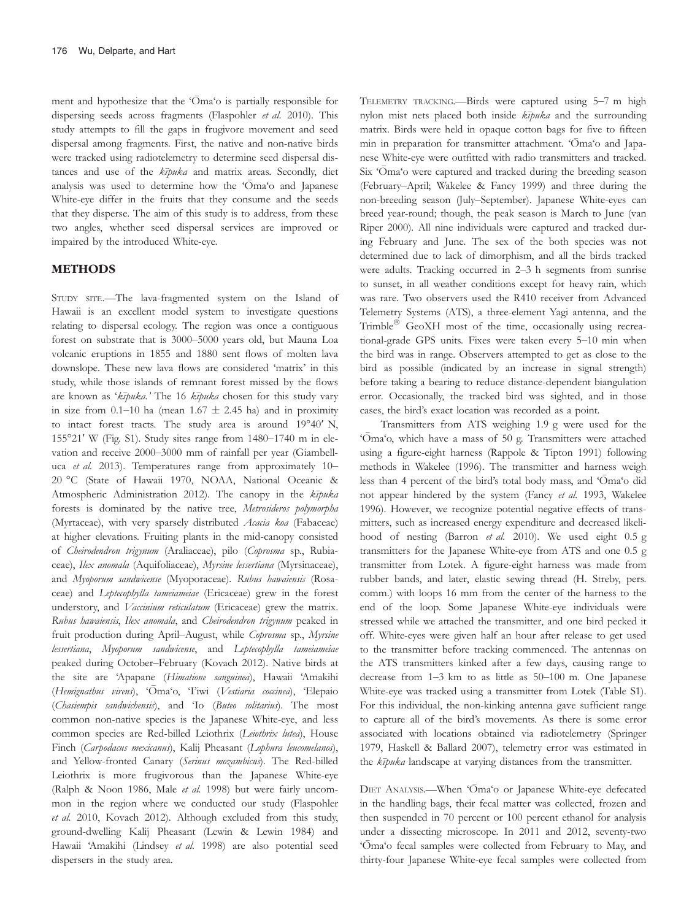ment and hypothesize that the ʻŌmaʻo is partially responsible for dispersing seeds across fragments (Flaspohler *et al.* 2010). This study attempts to fill the gaps in frugivore movement and seed dispersal among fragments. First, the native and non-native birds were tracked using radiotelemetry to determine seed dispersal distances and use of the *kīpuka* and matrix areas. Secondly, diet analysis was used to determine how the ʻŌmaʻo and Japanese White-eye differ in the fruits that they consume and the seeds that they disperse. The aim of this study is to address, from these two angles, whether seed dispersal services are improved or impaired by the introduced White-eye.

## METHODS

STUDY SITE.—The lava-fragmented system on the Island of Hawaii is an excellent model system to investigate questions relating to dispersal ecology. The region was once a contiguous forest on substrate that is 3000–5000 years old, but Mauna Loa volcanic eruptions in 1855 and 1880 sent flows of molten lava downslope. These new lava flows are considered 'matrix' in this study, while those islands of remnant forest missed by the flows are known as '*kīpuka.*' The 16 *kīpuka* chosen for this study vary in size from 0.1–10 ha (mean 1.67 ± 2.45 ha) and in proximity to intact forest tracts. The study area is around 19°40′ N, 155°21′ W (Fig. S1). Study sites range from 1480–1740 m in elevation and receive 2000–3000 mm of rainfall per year (Giambelluca *et al.* 2013). Temperatures range from approximately 10–20 °C (State of Hawaii 1970, NOAA, National Oceanic & Atmospheric Administration 2012). The canopy in the *kīpuka* forests is dominated by the native tree, *Metrosideros polymorpha* (Myrtaceae), with very sparsely distributed *Acacia koa* (Fabaceae) at higher elevations. Fruiting plants in the mid-canopy consisted of *Cheirodendron trigynum* (Araliaceae), pilo (*Coprosma* sp., Rubiaceae), *Ilex anomala* (Aquifoliaceae), *Myrsine lessertiana* (Myrsinaceae), and *Myoporum sandwicense* (Myoporaceae). *Rubus hawaiensis* (Rosaceae) and *Leptecophylla tameiameiae* (Ericaceae) grew in the forest understory, and *Vaccinium reticulatum* (Ericaceae) grew the matrix. *Rubus hawaiensis*, *Ilex anomala*, and *Cheirodendron trigynum* peaked in fruit production during April–August, while *Coprosma* sp., *Myrsine lessertiana*, *Myoporum sandwicense*, and *Leptecophylla tameiameiae* peaked during October–February (Kovach 2012). Native birds at the site are ʻApapane (*Himatione sanguinea*), Hawaii ʻAmakihi (*Hemignathus virens*), ʻŌmaʻo, ʻIʻiwi (*Vestiaria coccinea*), ʻElepaio (*Chasiempis sandwichensis*), and ʻIo (*Buteo solitarius*). The most common non-native species is the Japanese White-eye, and less common species are Red-billed Leiothrix (*Leiothrix lutea*), House Finch (*Carpodacus mexicanus*), Kalij Pheasant (*Lophura leucomelanos*), and Yellow-fronted Canary (*Serinus mozambicus*). The Red-billed Leiothrix is more frugivorous than the Japanese White-eye (Ralph & Noon 1986, Male *et al.* 1998) but were fairly uncommon in the region where we conducted our study (Flaspohler *et al.* 2010, Kovach 2012). Although excluded from this study, ground-dwelling Kalij Pheasant (Lewin & Lewin 1984) and Hawaii ʻAmakihi (Lindsey *et al.* 1998) are also potential seed dispersers in the study area.

TELEMETRY TRACKING.—Birds were captured using 5–7 m high nylon mist nets placed both inside *kīpuka* and the surrounding matrix. Birds were held in opaque cotton bags for five to fifteen min in preparation for transmitter attachment. ʻŌmaʻo and Japanese White-eye were outfitted with radio transmitters and tracked. Six ʻŌmaʻo were captured and tracked during the breeding season (February–April; Wakelee & Fancy 1999) and three during the non-breeding season (July–September). Japanese White-eyes can breed year-round; though, the peak season is March to June (van Riper 2000). All nine individuals were captured and tracked during February and June. The sex of the both species was not determined due to lack of dimorphism, and all the birds tracked were adults. Tracking occurred in 2–3 h segments from sunrise to sunset, in all weather conditions except for heavy rain, which was rare. Two observers used the R410 receiver from Advanced Telemetry Systems (ATS), a three-element Yagi antenna, and the Trimble® GeoXH most of the time, occasionally using recreational-grade GPS units. Fixes were taken every 5–10 min when the bird was in range. Observers attempted to get as close to the bird as possible (indicated by an increase in signal strength) before taking a bearing to reduce distance-dependent biangulation error. Occasionally, the tracked bird was sighted, and in those cases, the bird's exact location was recorded as a point.

Transmitters from ATS weighing 1.9 g were used for the ʻŌmaʻo, which have a mass of 50 g. Transmitters were attached using a figure-eight harness (Rappole & Tipton 1991) following methods in Wakelee (1996). The transmitter and harness weigh less than 4 percent of the bird's total body mass, and ʻŌmaʻo did not appear hindered by the system (Fancy *et al.* 1993, Wakelee 1996). However, we recognize potential negative effects of transmitters, such as increased energy expenditure and decreased likelihood of nesting (Barron *et al.* 2010). We used eight 0.5 g transmitters for the Japanese White-eye from ATS and one 0.5 g transmitter from Lotek. A figure-eight harness was made from rubber bands, and later, elastic sewing thread (H. Streby, pers. comm.) with loops 16 mm from the center of the harness to the end of the loop. Some Japanese White-eye individuals were stressed while we attached the transmitter, and one bird pecked it off. White-eyes were given half an hour after release to get used to the transmitter before tracking commenced. The antennas on the ATS transmitters kinked after a few days, causing range to decrease from 1–3 km to as little as 50–100 m. One Japanese White-eye was tracked using a transmitter from Lotek (Table S1). For this individual, the non-kinking antenna gave sufficient range to capture all of the bird's movements. As there is some error associated with locations obtained via radiotelemetry (Springer 1979, Haskell & Ballard 2007), telemetry error was estimated in the *kīpuka* landscape at varying distances from the transmitter.

DIET ANALYSIS.—When ʻŌmaʻo or Japanese White-eye defecated in the handling bags, their fecal matter was collected, frozen and then suspended in 70 percent or 100 percent ethanol for analysis under a dissecting microscope. In 2011 and 2012, seventy-two ʻŌmaʻo fecal samples were collected from February to May, and thirty-four Japanese White-eye fecal samples were collected from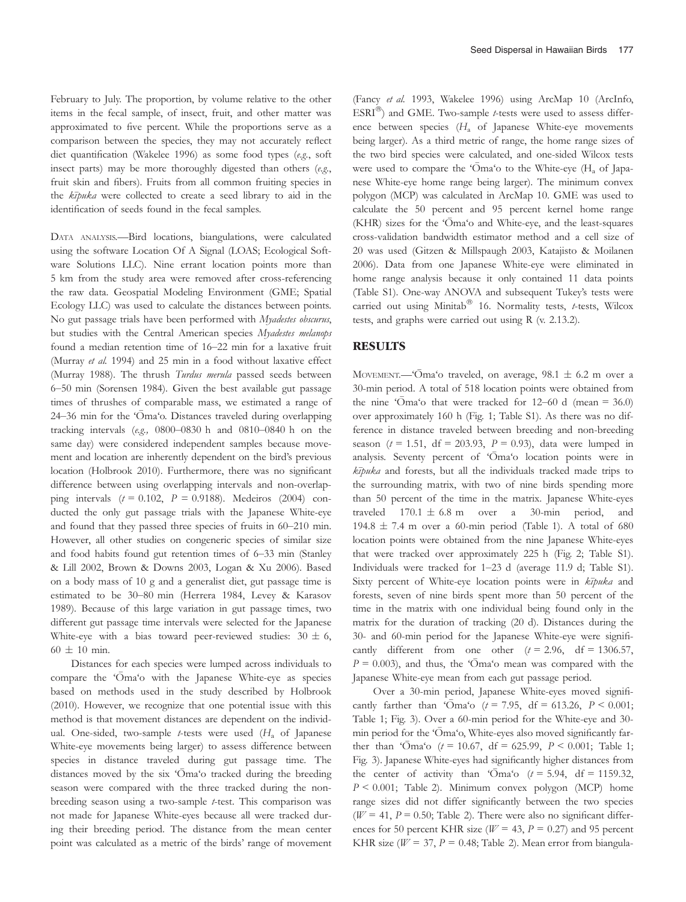February to July. The proportion, by volume relative to the other items in the fecal sample, of insect, fruit, and other matter was approximated to five percent. While the proportions serve as a comparison between the species, they may not accurately reflect diet quantification (Wakelee 1996) as some food types (*e.g.*, soft insect parts) may be more thoroughly digested than others (*e.g.*, fruit skin and fibers). Fruits from all common fruiting species in the *kīpuka* were collected to create a seed library to aid in the identification of seeds found in the fecal samples.

DATA ANALYSIS.—Bird locations, biangulations, were calculated using the software Location Of A Signal (LOAS; Ecological Software Solutions LLC). Nine errant location points more than 5 km from the study area were removed after cross-referencing the raw data. Geospatial Modeling Environment (GME; Spatial Ecology LLC) was used to calculate the distances between points. No gut passage trials have been performed with *Myadestes obscurus*, but studies with the Central American species *Myadestes melanops* found a median retention time of 16–22 min for a laxative fruit (Murray *et al.* 1994) and 25 min in a food without laxative effect (Murray 1988). The thrush *Turdus merula* passed seeds between 6–50 min (Sorensen 1984). Given the best available gut passage times of thrushes of comparable mass, we estimated a range of 24–36 min for the 'Ōma'o. Distances traveled during overlapping tracking intervals (*e.g.,* 0800–0830 h and 0810–0840 h on the same day) were considered independent samples because movement and location are inherently dependent on the bird's previous location (Holbrook 2010). Furthermore, there was no significant difference between using overlapping intervals and non-overlapping intervals ($t = 0.102$, $P = 0.9188$). Medeiros (2004) conducted the only gut passage trials with the Japanese White-eye and found that they passed three species of fruits in 60–210 min. However, all other studies on congeneric species of similar size and food habits found gut retention times of 6–33 min (Stanley & Lill 2002, Brown & Downs 2003, Logan & Xu 2006). Based on a body mass of 10 g and a generalist diet, gut passage time is estimated to be 30–80 min (Herrera 1984, Levey & Karasov 1989). Because of this large variation in gut passage times, two different gut passage time intervals were selected for the Japanese White-eye with a bias toward peer-reviewed studies: $30 \pm 6$, $60 \pm 10$ min.

Distances for each species were lumped across individuals to compare the 'Ōma'o with the Japanese White-eye as species based on methods used in the study described by Holbrook (2010). However, we recognize that one potential issue with this method is that movement distances are dependent on the individual. One-sided, two-sample *t*-tests were used ($H_a$ of Japanese White-eye movements being larger) to assess difference between species in distance traveled during gut passage time. The distances moved by the six 'Ōma'o tracked during the breeding season were compared with the three tracked during the non-breeding season using a two-sample *t*-test. This comparison was not made for Japanese White-eyes because all were tracked during their breeding period. The distance from the mean center point was calculated as a metric of the birds' range of movement (Fancy *et al.* 1993, Wakelee 1996) using ArcMap 10 (ArcInfo, ESRI®) and GME. Two-sample *t*-tests were used to assess difference between species ($H_a$ of Japanese White-eye movements being larger). As a third metric of range, the home range sizes of the two bird species were calculated, and one-sided Wilcox tests were used to compare the 'Ōma'o to the White-eye ($H_a$ of Japanese White-eye home range being larger). The minimum convex polygon (MCP) was calculated in ArcMap 10. GME was used to calculate the 50 percent and 95 percent kernel home range (KHR) sizes for the 'Ōma'o and White-eye, and the least-squares cross-validation bandwidth estimator method and a cell size of 20 was used (Gitzen & Millspaugh 2003, Katajisto & Moilanen 2006). Data from one Japanese White-eye were eliminated in home range analysis because it only contained 11 data points (Table S1). One-way ANOVA and subsequent Tukey's tests were carried out using Minitab® 16. Normality tests, *t*-tests, Wilcox tests, and graphs were carried out using R (v. 2.13.2).

## RESULTS

MOVEMENT.—'Ōma'o traveled, on average, $98.1 \pm 6.2$ m over a 30-min period. A total of 518 location points were obtained from the nine 'Ōma'o that were tracked for 12–60 d (mean = 36.0) over approximately 160 h (Fig. 1; Table S1). As there was no difference in distance traveled between breeding and non-breeding season ($t = 1.51$, df = 203.93, $P = 0.93$), data were lumped in analysis. Seventy percent of 'Ōma'o location points were in *kīpuka* and forests, but all the individuals tracked made trips to the surrounding matrix, with two of nine birds spending more than 50 percent of the time in the matrix. Japanese White-eyes traveled $170.1 \pm 6.8$ m over a 30-min period, and $194.8 \pm 7.4$ m over a 60-min period (Table 1). A total of 680 location points were obtained from the nine Japanese White-eyes that were tracked over approximately 225 h (Fig. 2; Table S1). Individuals were tracked for 1–23 d (average 11.9 d; Table S1). Sixty percent of White-eye location points were in *kīpuka* and forests, seven of nine birds spent more than 50 percent of the time in the matrix with one individual being found only in the matrix for the duration of tracking (20 d). Distances during the 30- and 60-min period for the Japanese White-eye were significantly different from one other ($t = 2.96$, df = 1306.57, $P = 0.003$), and thus, the 'Ōma'o mean was compared with the Japanese White-eye mean from each gut passage period.

Over a 30-min period, Japanese White-eyes moved significantly farther than 'Ōma'o ($t = 7.95$, df = 613.26, $P < 0.001$; Table 1; Fig. 3). Over a 60-min period for the White-eye and 30-min period for the 'Ōma'o, White-eyes also moved significantly farther than 'Ōma'o ($t = 10.67$, df = 625.99, $P < 0.001$; Table 1; Fig. 3). Japanese White-eyes had significantly higher distances from the center of activity than 'Ōma'o ($t = 5.94$, df = 1159.32, $P < 0.001$; Table 2). Minimum convex polygon (MCP) home range sizes did not differ significantly between the two species ($W = 41$, $P = 0.50$; Table 2). There were also no significant differences for 50 percent KHR size ($W = 43$, $P = 0.27$) and 95 percent KHR size ($W = 37$, $P = 0.48$; Table 2). Mean error from biangula-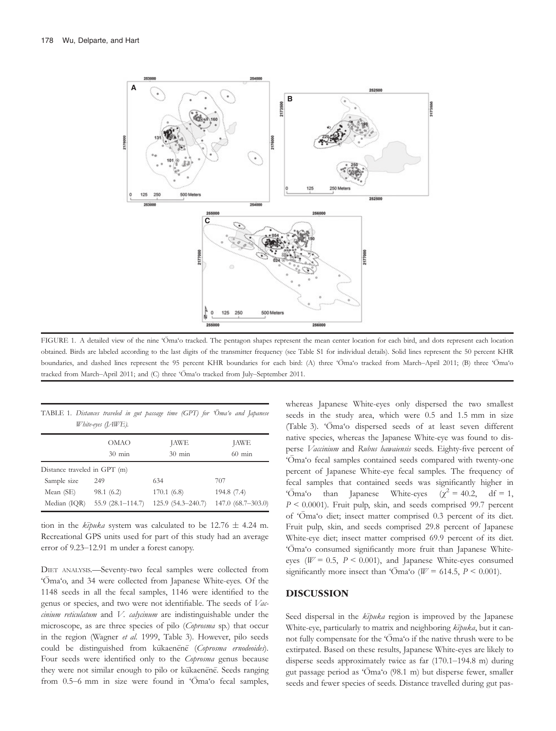FIGURE 1. A detailed view of the nine 'Ōma'o tracked. The pentagon shapes represent the mean center location for each bird, and dots represent each location obtained. Birds are labeled according to the last digits of the transmitter frequency (see Table S1 for individual details). Solid lines represent the 50 percent KHR boundaries, and dashed lines represent the 95 percent KHR boundaries for each bird: (A) three 'Ōma'o tracked from March–April 2011; (B) three 'Ōma'o tracked from March–April 2011; and (C) three 'Ōma'o tracked from July–September 2011.

TABLE 1. *Distances traveled in gut passage time (GPT) for 'Ōma'o and Japanese White-eyes (JAWE).*

| | OMAO 30 min | JAWE 30 min | JAWE 60 min |
|---|---|---|---|
| Distance traveled in GPT (m) | | | |
| Sample size | 249 | 634 | 707 |
| Mean (SE) | 98.1 (6.2) | 170.1 (6.8) | 194.8 (7.4) |
| Median (IQR) | 55.9 (28.1–114.7) | 125.9 (54.3–240.7) | 147.0 (68.7–303.0) |

tion in the *kīpuka* system was calculated to be 12.76 ± 4.24 m. Recreational GPS units used for part of this study had an average error of 9.23–12.91 m under a forest canopy.

DIET ANALYSIS.—Seventy-two fecal samples were collected from 'Ōma'o, and 34 were collected from Japanese White-eyes. Of the 1148 seeds in all the fecal samples, 1146 were identified to the genus or species, and two were not identifiable. The seeds of *Vaccinium reticulatum* and *V. calycinum* are indistinguishable under the microscope, as are three species of pilo (*Coprosma* sp.) that occur in the region (Wagner *et al.* 1999, Table 3). However, pilo seeds could be distinguished from kūkaenēnē (*Coprosma ernodeoides*). Four seeds were identified only to the *Coprosma* genus because they were not similar enough to pilo or kūkaenēnē. Seeds ranging from 0.5–6 mm in size were found in 'Ōma'o fecal samples, whereas Japanese White-eyes only dispersed the two smallest seeds in the study area, which were 0.5 and 1.5 mm in size (Table 3). 'Ōma'o dispersed seeds of at least seven different native species, whereas the Japanese White-eye was found to disperse *Vaccinium* and *Rubus hawaiensis* seeds. Eighty-five percent of 'Ōma'o fecal samples contained seeds compared with twenty-one percent of Japanese White-eye fecal samples. The frequency of fecal samples that contained seeds was significantly higher in 'Ōma'o than Japanese White-eyes ($\chi^2 = 40.2$, df = 1, $P < 0.0001$). Fruit pulp, skin, and seeds comprised 99.7 percent of 'Ōma'o diet; insect matter comprised 0.3 percent of its diet. Fruit pulp, skin, and seeds comprised 29.8 percent of Japanese White-eye diet; insect matter comprised 69.9 percent of its diet. 'Ōma'o consumed significantly more fruit than Japanese White-eyes ($W = 0.5$, $P < 0.001$), and Japanese White-eyes consumed significantly more insect than 'Ōma'o ($W = 614.5$, $P < 0.001$).

## DISCUSSION

Seed dispersal in the *kīpuka* region is improved by the Japanese White-eye, particularly to matrix and neighboring *kīpuka*, but it cannot fully compensate for the 'Ōma'o if the native thrush were to be extirpated. Based on these results, Japanese White-eyes are likely to disperse seeds approximately twice as far (170.1–194.8 m) during gut passage period as 'Ōma'o (98.1 m) but disperse fewer, smaller seeds and fewer species of seeds. Distance travelled during gut pas-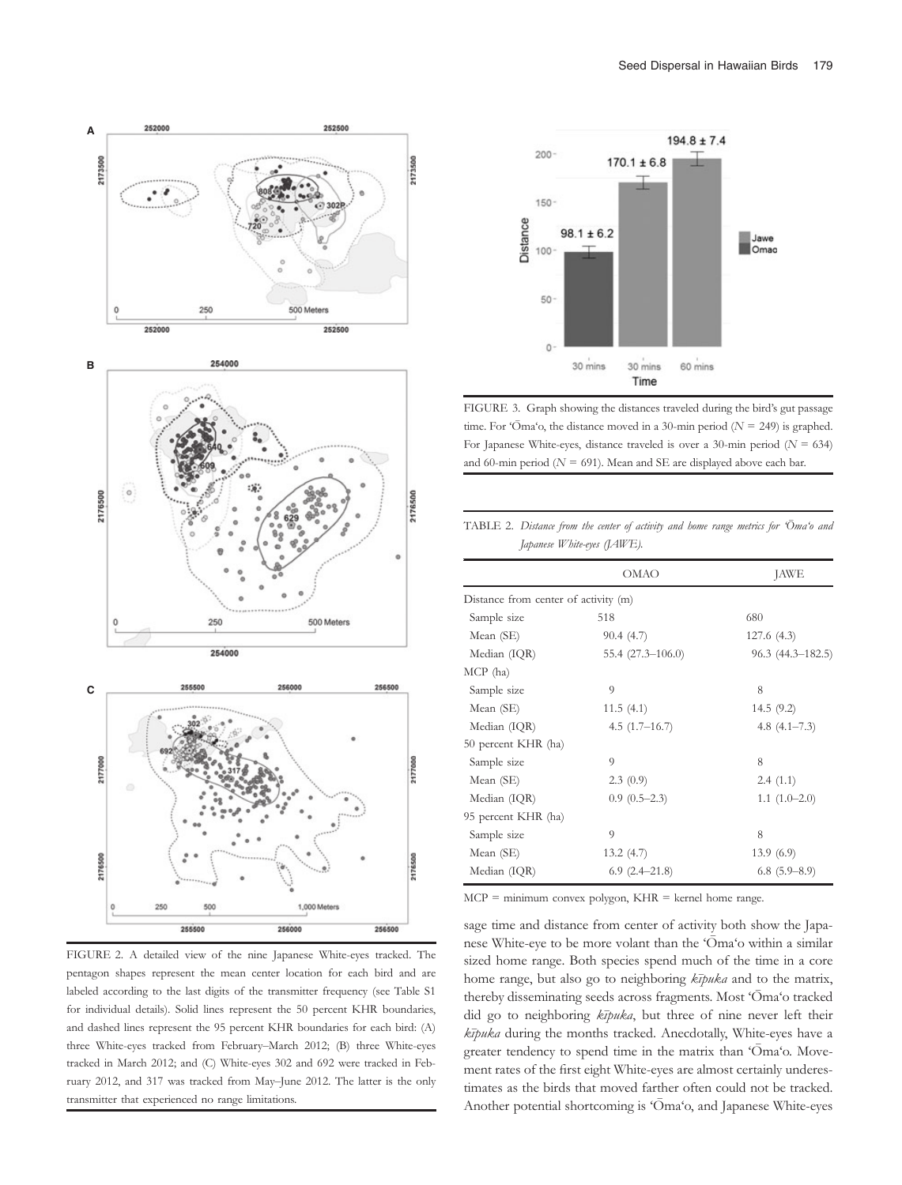FIGURE 2. A detailed view of the nine Japanese White-eyes tracked. The pentagon shapes represent the mean center location for each bird and are labeled according to the last digits of the transmitter frequency (see Table S1 for individual details). Solid lines represent the 50 percent KHR boundaries, and dashed lines represent the 95 percent KHR boundaries for each bird: (A) three White-eyes tracked from February–March 2012; (B) three White-eyes tracked in March 2012; and (C) White-eyes 302 and 692 were tracked in February 2012, and 317 was tracked from May–June 2012. The latter is the only transmitter that experienced no range limitations.

FIGURE 3. Graph showing the distances traveled during the bird's gut passage time. For 'Ōma'o, the distance moved in a 30-min period ($N$ = 249) is graphed. For Japanese White-eyes, distance traveled is over a 30-min period ($N$ = 634) and 60-min period ($N$ = 691). Mean and SE are displayed above each bar.

TABLE 2. *Distance from the center of activity and home range metrics for 'Ōma'o and Japanese White-eyes (JAWE).*

| | OMAO | JAWE |
|---|---|---|
| Distance from center of activity (m) | | |
| Sample size | 518 | 680 |
| Mean (SE) | 90.4 (4.7) | 127.6 (4.3) |
| Median (IQR) | 55.4 (27.3–106.0) | 96.3 (44.3–182.5) |
| MCP (ha) | | |
| Sample size | 9 | 8 |
| Mean (SE) | 11.5 (4.1) | 14.5 (9.2) |
| Median (IQR) | 4.5 (1.7–16.7) | 4.8 (4.1–7.3) |
| 50 percent KHR (ha) | | |
| Sample size | 9 | 8 |
| Mean (SE) | 2.3 (0.9) | 2.4 (1.1) |
| Median (IQR) | 0.9 (0.5–2.3) | 1.1 (1.0–2.0) |
| 95 percent KHR (ha) | | |
| Sample size | 9 | 8 |
| Mean (SE) | 13.2 (4.7) | 13.9 (6.9) |
| Median (IQR) | 6.9 (2.4–21.8) | 6.8 (5.9–8.9) |

MCP = minimum convex polygon, KHR = kernel home range.

sage time and distance from center of activity both show the Japanese White-eye to be more volant than the 'Ōma'o within a similar sized home range. Both species spend much of the time in a core home range, but also go to neighboring *kīpuka* and to the matrix, thereby disseminating seeds across fragments. Most 'Ōma'o tracked did go to neighboring *kīpuka*, but three of nine never left their *kīpuka* during the months tracked. Anecdotally, White-eyes have a greater tendency to spend time in the matrix than 'Ōma'o. Movement rates of the first eight White-eyes are almost certainly underestimates as the birds that moved farther often could not be tracked. Another potential shortcoming is 'Ōma'o, and Japanese White-eyes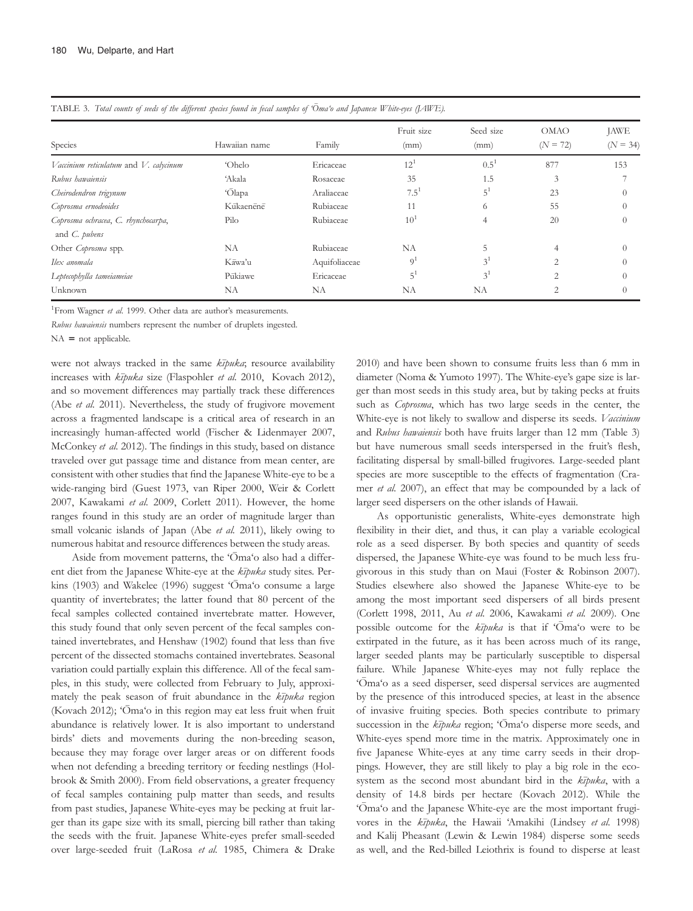TABLE 3. *Total counts of seeds of the different species found in fecal samples of ʻŌmaʻo and Japanese White-eyes (JAWE).*

| Species | Hawaiian name | Family | Fruit size (mm) | Seed size (mm) | OMAO (N = 72) | JAWE (N = 34) |
|---|---|---|---|---|---|---|
| *Vaccinium reticulatum* and *V. calycinum* | ʻOhelo | Ericaceae | 12[1] | 0.5[1] | 877 | 153 |
| *Rubus hawaiensis* | ʻAkala | Rosaceae | 35 | 1.5 | 3 | 7 |
| *Cheirodendron trigynum* | ʻŌlapa | Araliaceae | 7.5[1] | 5[1] | 23 | 0 |
| *Coprosma ernodeoides* | Kūkaenēnē | Rubiaceae | 11 | 6 | 55 | 0 |
| *Coprosma ochracea*, *C. rhynchocarpa*, and *C. pubens* | Pilo | Rubiaceae | 10[1] | 4 | 20 | 0 |
| Other *Coprosma* spp. | NA | Rubiaceae | NA | 5 | 4 | 0 |
| *Ilex anomala* | Kāwaʻu | Aquifoliaceae | 9[1] | 3[1] | 2 | 0 |
| *Leptecophylla tameiameiae* | Pūkiawe | Ericaceae | 5[1] | 3[1] | 2 | 0 |
| Unknown | NA | NA | NA | NA | 2 | 0 |

[1]From Wagner *et al.* 1999. Other data are author's measurements.

*Rubus hawaiensis* numbers represent the number of druplets ingested.

NA = not applicable.

were not always tracked in the same *kīpuka*; resource availability increases with *kīpuka* size (Flaspohler *et al.* 2010, Kovach 2012), and so movement differences may partially track these differences (Abe *et al.* 2011). Nevertheless, the study of frugivore movement across a fragmented landscape is a critical area of research in an increasingly human-affected world (Fischer & Lidenmayer 2007, McConkey *et al.* 2012). The findings in this study, based on distance traveled over gut passage time and distance from mean center, are consistent with other studies that find the Japanese White-eye to be a wide-ranging bird (Guest 1973, van Riper 2000, Weir & Corlett 2007, Kawakami *et al.* 2009, Corlett 2011). However, the home ranges found in this study are an order of magnitude larger than small volcanic islands of Japan (Abe *et al.* 2011), likely owing to numerous habitat and resource differences between the study areas.

Aside from movement patterns, the ʻŌmaʻo also had a different diet from the Japanese White-eye at the *kīpuka* study sites. Perkins (1903) and Wakelee (1996) suggest ʻŌmaʻo consume a large quantity of invertebrates; the latter found that 80 percent of the fecal samples collected contained invertebrate matter. However, this study found that only seven percent of the fecal samples contained invertebrates, and Henshaw (1902) found that less than five percent of the dissected stomachs contained invertebrates. Seasonal variation could partially explain this difference. All of the fecal samples, in this study, were collected from February to July, approximately the peak season of fruit abundance in the *kīpuka* region (Kovach 2012); ʻŌmaʻo in this region may eat less fruit when fruit abundance is relatively lower. It is also important to understand birds' diets and movements during the non-breeding season, because they may forage over larger areas or on different foods when not defending a breeding territory or feeding nestlings (Holbrook & Smith 2000). From field observations, a greater frequency of fecal samples containing pulp matter than seeds, and results from past studies, Japanese White-eyes may be pecking at fruit larger than its gape size with its small, piercing bill rather than taking the seeds with the fruit. Japanese White-eyes prefer small-seeded over large-seeded fruit (LaRosa *et al.* 1985, Chimera & Drake 2010) and have been shown to consume fruits less than 6 mm in diameter (Noma & Yumoto 1997). The White-eye's gape size is larger than most seeds in this study area, but by taking pecks at fruits such as *Coprosma*, which has two large seeds in the center, the White-eye is not likely to swallow and disperse its seeds. *Vaccinium* and *Rubus hawaiensis* both have fruits larger than 12 mm (Table 3) but have numerous small seeds interspersed in the fruit's flesh, facilitating dispersal by small-billed frugivores. Large-seeded plant species are more susceptible to the effects of fragmentation (Cramer *et al.* 2007), an effect that may be compounded by a lack of larger seed dispersers on the other islands of Hawaii.

As opportunistic generalists, White-eyes demonstrate high flexibility in their diet, and thus, it can play a variable ecological role as a seed disperser. By both species and quantity of seeds dispersed, the Japanese White-eye was found to be much less frugivorous in this study than on Maui (Foster & Robinson 2007). Studies elsewhere also showed the Japanese White-eye to be among the most important seed dispersers of all birds present (Corlett 1998, 2011, Au *et al.* 2006, Kawakami *et al.* 2009). One possible outcome for the *kīpuka* is that if ʻŌmaʻo were to be extirpated in the future, as it has been across much of its range, larger seeded plants may be particularly susceptible to dispersal failure. While Japanese White-eyes may not fully replace the ʻŌmaʻo as a seed disperser, seed dispersal services are augmented by the presence of this introduced species, at least in the absence of invasive fruiting species. Both species contribute to primary succession in the *kīpuka* region; ʻŌmaʻo disperse more seeds, and White-eyes spend more time in the matrix. Approximately one in five Japanese White-eyes at any time carry seeds in their droppings. However, they are still likely to play a big role in the ecosystem as the second most abundant bird in the *kīpuka*, with a density of 14.8 birds per hectare (Kovach 2012). While the ʻŌmaʻo and the Japanese White-eye are the most important frugivores in the *kīpuka*, the Hawaii ʻAmakihi (Lindsey *et al.* 1998) and Kalij Pheasant (Lewin & Lewin 1984) disperse some seeds as well, and the Red-billed Leiothrix is found to disperse at least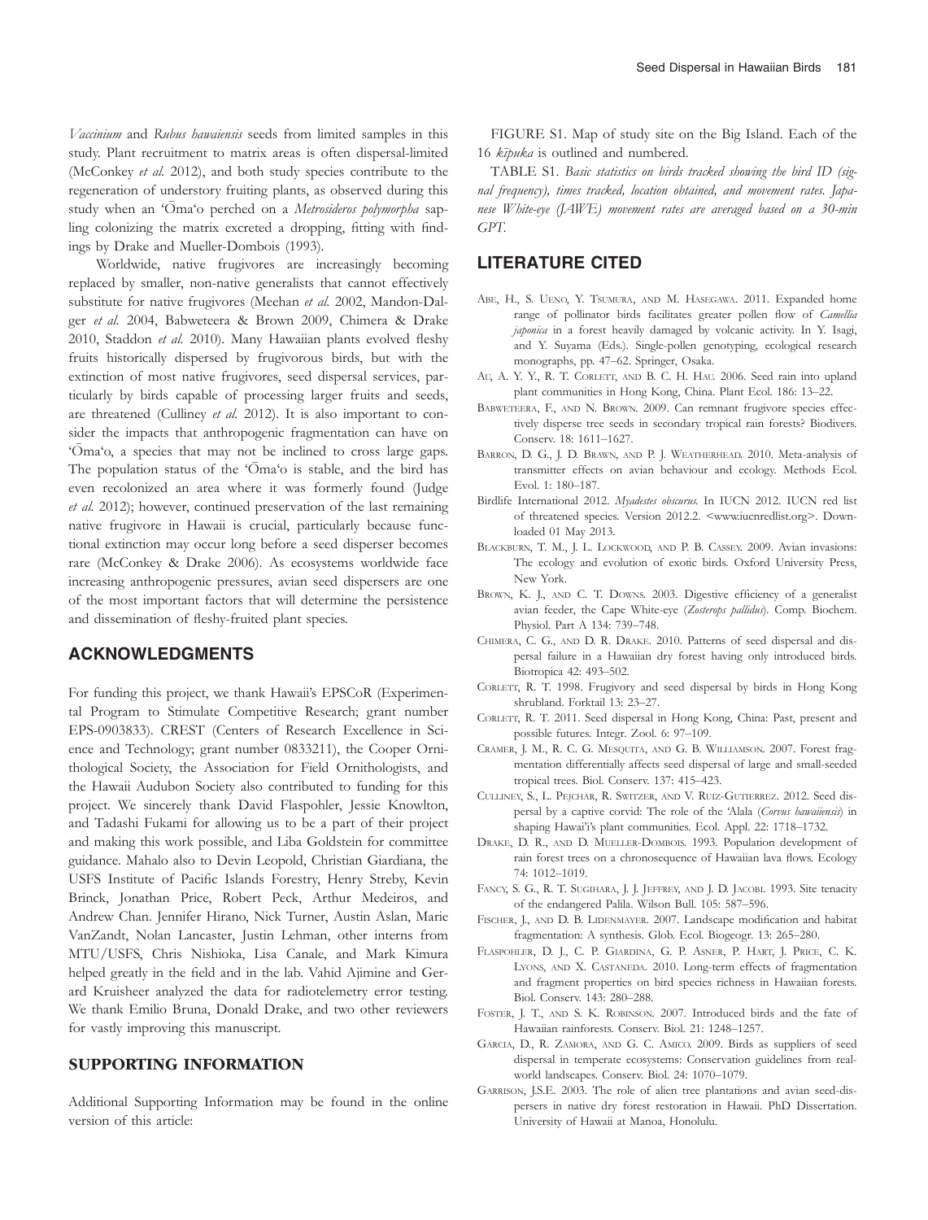*Vaccinium* and *Rubus hawaiensis* seeds from limited samples in this study. Plant recruitment to matrix areas is often dispersal-limited (McConkey *et al.* 2012), and both study species contribute to the regeneration of understory fruiting plants, as observed during this study when an ʻŌmaʻo perched on a *Metrosideros polymorpha* sapling colonizing the matrix excreted a dropping, fitting with findings by Drake and Mueller-Dombois (1993).

Worldwide, native frugivores are increasingly becoming replaced by smaller, non-native generalists that cannot effectively substitute for native frugivores (Meehan *et al.* 2002, Mandon-Dalger *et al.* 2004, Babweteera & Brown 2009, Chimera & Drake 2010, Staddon *et al.* 2010). Many Hawaiian plants evolved fleshy fruits historically dispersed by frugivorous birds, but with the extinction of most native frugivores, seed dispersal services, particularly by birds capable of processing larger fruits and seeds, are threatened (Culliney *et al.* 2012). It is also important to consider the impacts that anthropogenic fragmentation can have on ʻŌmaʻo, a species that may not be inclined to cross large gaps. The population status of the ʻŌmaʻo is stable, and the bird has even recolonized an area where it was formerly found (Judge *et al.* 2012); however, continued preservation of the last remaining native frugivore in Hawaii is crucial, particularly because functional extinction may occur long before a seed disperser becomes rare (McConkey & Drake 2006). As ecosystems worldwide face increasing anthropogenic pressures, avian seed dispersers are one of the most important factors that will determine the persistence and dissemination of fleshy-fruited plant species.

## ACKNOWLEDGMENTS

For funding this project, we thank Hawaii's EPSCoR (Experimental Program to Stimulate Competitive Research; grant number EPS-0903833). CREST (Centers of Research Excellence in Science and Technology; grant number 0833211), the Cooper Ornithological Society, the Association for Field Ornithologists, and the Hawaii Audubon Society also contributed to funding for this project. We sincerely thank David Flaspohler, Jessie Knowlton, and Tadashi Fukami for allowing us to be a part of their project and making this work possible, and Liba Goldstein for committee guidance. Mahalo also to Devin Leopold, Christian Giardiana, the USFS Institute of Pacific Islands Forestry, Henry Streby, Kevin Brinck, Jonathan Price, Robert Peck, Arthur Medeiros, and Andrew Chan. Jennifer Hirano, Nick Turner, Austin Aslan, Marie VanZandt, Nolan Lancaster, Justin Lehman, other interns from MTU/USFS, Chris Nishioka, Lisa Canale, and Mark Kimura helped greatly in the field and in the lab. Vahid Ajimine and Gerard Kruisheer analyzed the data for radiotelemetry error testing. We thank Emilio Bruna, Donald Drake, and two other reviewers for vastly improving this manuscript.

## SUPPORTING INFORMATION

Additional Supporting Information may be found in the online version of this article:

FIGURE S1. Map of study site on the Big Island. Each of the 16 *kīpuka* is outlined and numbered.

TABLE S1. *Basic statistics on birds tracked showing the bird ID (signal frequency), times tracked, location obtained, and movement rates. Japanese White-eye (JAWE) movement rates are averaged based on a 30-min GPT.*

## LITERATURE CITED

Abe, H., S. Ueno, Y. Tsumura, and M. Hasegawa. 2011. Expanded home range of pollinator birds facilitates greater pollen flow of *Camellia japonica* in a forest heavily damaged by volcanic activity. In Y. Isagi, and Y. Suyama (Eds.). Single-pollen genotyping, ecological research monographs, pp. 47–62. Springer, Osaka.

Au, A. Y. Y., R. T. Corlett, and B. C. H. Hau. 2006. Seed rain into upland plant communities in Hong Kong, China. Plant Ecol. 186: 13–22.

Babweteera, F., and N. Brown. 2009. Can remnant frugivore species effectively disperse tree seeds in secondary tropical rain forests? Biodivers. Conserv. 18: 1611–1627.

Barron, D. G., J. D. Brawn, and P. J. Weatherhead. 2010. Meta-analysis of transmitter effects on avian behaviour and ecology. Methods Ecol. Evol. 1: 180–187.

Birdlife International 2012. *Myadestes obscurus.* In IUCN 2012. IUCN red list of threatened species. Version 2012.2. <www.iucnredlist.org>. Downloaded 01 May 2013.

Blackburn, T. M., J. L. Lockwood, and P. B. Cassey. 2009. Avian invasions: The ecology and evolution of exotic birds. Oxford University Press, New York.

Brown, K. J., and C. T. Downs. 2003. Digestive efficiency of a generalist avian feeder, the Cape White-eye (*Zosterops pallidus*). Comp. Biochem. Physiol. Part A 134: 739–748.

Chimera, C. G., and D. R. Drake. 2010. Patterns of seed dispersal and dispersal failure in a Hawaiian dry forest having only introduced birds. Biotropica 42: 493–502.

Corlett, R. T. 1998. Frugivory and seed dispersal by birds in Hong Kong shrubland. Forktail 13: 23–27.

Corlett, R. T. 2011. Seed dispersal in Hong Kong, China: Past, present and possible futures. Integr. Zool. 6: 97–109.

Cramer, J. M., R. C. G. Mesquita, and G. B. Williamson. 2007. Forest fragmentation differentially affects seed dispersal of large and small-seeded tropical trees. Biol. Conserv. 137: 415–423.

Culliney, S., L. Pejchar, R. Switzer, and V. Ruiz-Gutierrez. 2012. Seed dispersal by a captive corvid: The role of the ʻAlala (*Corvus hawaiiensis*) in shaping Hawaiʻi's plant communities. Ecol. Appl. 22: 1718–1732.

Drake, D. R., and D. Mueller-Dombois. 1993. Population development of rain forest trees on a chronosequence of Hawaiian lava flows. Ecology 74: 1012–1019.

Fancy, S. G., R. T. Sugihara, J. J. Jeffrey, and J. D. Jacobi. 1993. Site tenacity of the endangered Palila. Wilson Bull. 105: 587–596.

Fischer, J., and D. B. Lidenmayer. 2007. Landscape modification and habitat fragmentation: A synthesis. Glob. Ecol. Biogeogr. 13: 265–280.

Flaspohler, D. J., C. P. Giardina, G. P. Asner, P. Hart, J. Price, C. K. Lyons, and X. Castaneda. 2010. Long-term effects of fragmentation and fragment properties on bird species richness in Hawaiian forests. Biol. Conserv. 143: 280–288.

Foster, J. T., and S. K. Robinson. 2007. Introduced birds and the fate of Hawaiian rainforests. Conserv. Biol. 21: 1248–1257.

Garcia, D., R. Zamora, and G. C. Amico. 2009. Birds as suppliers of seed dispersal in temperate ecosystems: Conservation guidelines from real-world landscapes. Conserv. Biol. 24: 1070–1079.

Garrison, J.S.E. 2003. The role of alien tree plantations and avian seed-dispersers in native dry forest restoration in Hawaii. PhD Dissertation. University of Hawaii at Manoa, Honolulu.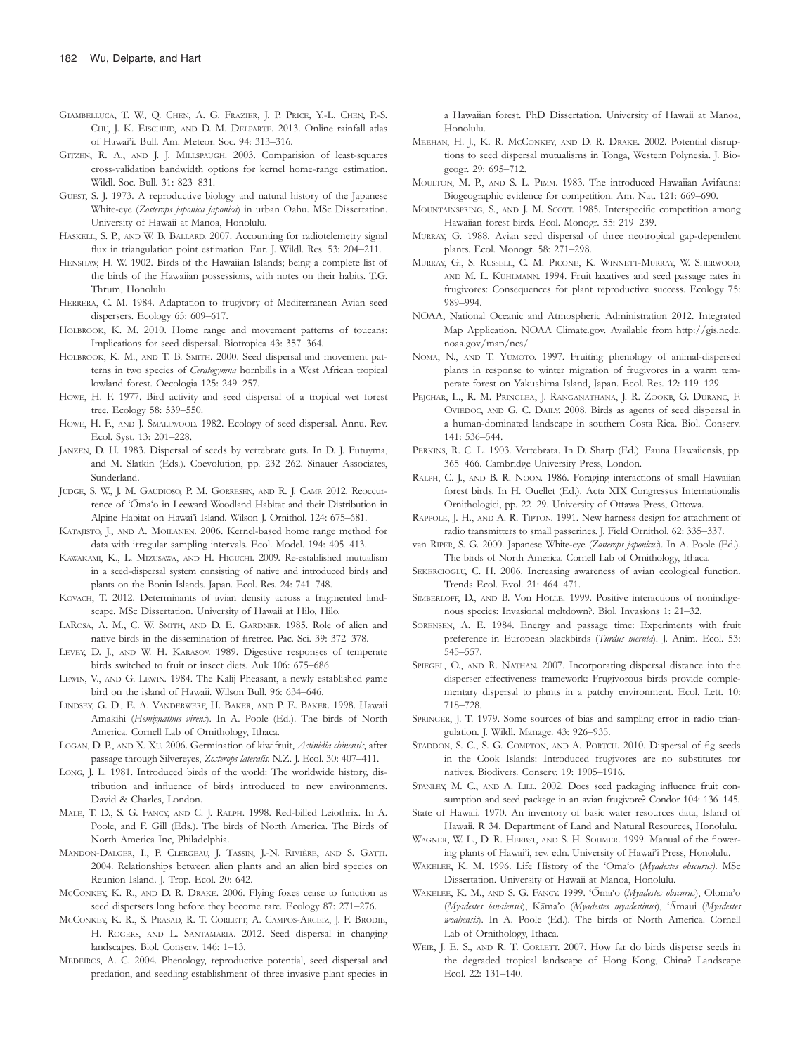Giambelluca, T. W., Q. Chen, A. G. Frazier, J. P. Price, Y.-L. Chen, P.-S. Chu, J. K. Eischeid, and D. M. Delparte. 2013. Online rainfall atlas of Hawai'i. Bull. Am. Meteor. Soc. 94: 313–316.

Gitzen, R. A., and J. J. Millspaugh. 2003. Comparision of least-squares cross-validation bandwidth options for kernel home-range estimation. Wildl. Soc. Bull. 31: 823–831.

Guest, S. J. 1973. A reproductive biology and natural history of the Japanese White-eye (*Zosterops japonica japonica*) in urban Oahu. MSc Dissertation. University of Hawaii at Manoa, Honolulu.

Haskell, S. P., and W. B. Ballard. 2007. Accounting for radiotelemetry signal flux in triangulation point estimation. Eur. J. Wildl. Res. 53: 204–211.

Henshaw, H. W. 1902. Birds of the Hawaiian Islands; being a complete list of the birds of the Hawaiian possessions, with notes on their habits. T.G. Thrum, Honolulu.

Herrera, C. M. 1984. Adaptation to frugivory of Mediterranean Avian seed dispersers. Ecology 65: 609–617.

Holbrook, K. M. 2010. Home range and movement patterns of toucans: Implications for seed dispersal. Biotropica 43: 357–364.

Holbrook, K. M., and T. B. Smith. 2000. Seed dispersal and movement patterns in two species of *Ceratogymna* hornbills in a West African tropical lowland forest. Oecologia 125: 249–257.

Howe, H. F. 1977. Bird activity and seed dispersal of a tropical wet forest tree. Ecology 58: 539–550.

Howe, H. F., and J. Smallwood. 1982. Ecology of seed dispersal. Annu. Rev. Ecol. Syst. 13: 201–228.

Janzen, D. H. 1983. Dispersal of seeds by vertebrate guts. In D. J. Futuyma, and M. Slatkin (Eds.). Coevolution, pp. 232–262. Sinauer Associates, Sunderland.

Judge, S. W., J. M. Gaudioso, P. M. Gorresen, and R. J. Camp. 2012. Reoccurrence of 'Ōma'o in Leeward Woodland Habitat and their Distribution in Alpine Habitat on Hawai'i Island. Wilson J. Ornithol. 124: 675–681.

Katajisto, J., and A. Moilanen. 2006. Kernel-based home range method for data with irregular sampling intervals. Ecol. Model. 194: 405–413.

Kawakami, K., L. Mizusawa, and H. Higuchi. 2009. Re-established mutualism in a seed-dispersal system consisting of native and introduced birds and plants on the Bonin Islands. Japan. Ecol. Res. 24: 741–748.

Kovach, T. 2012. Determinants of avian density across a fragmented landscape. MSc Dissertation. University of Hawaii at Hilo, Hilo.

LaRosa, A. M., C. W. Smith, and D. E. Gardner. 1985. Role of alien and native birds in the dissemination of firetree. Pac. Sci. 39: 372–378.

Levey, D. J., and W. H. Karasov. 1989. Digestive responses of temperate birds switched to fruit or insect diets. Auk 106: 675–686.

Lewin, V., and G. Lewin. 1984. The Kalij Pheasant, a newly established game bird on the island of Hawaii. Wilson Bull. 96: 634–646.

Lindsey, G. D., E. A. Vanderwerf, H. Baker, and P. E. Baker. 1998. Hawaii Amakihi (*Hemignathus virens*). In A. Poole (Ed.). The birds of North America. Cornell Lab of Ornithology, Ithaca.

Logan, D. P., and X. Xu. 2006. Germination of kiwifruit, *Actinidia chinensis*, after passage through Silvereyes, *Zosterops lateralis*. N.Z. J. Ecol. 30: 407–411.

Long, J. L. 1981. Introduced birds of the world: The worldwide history, distribution and influence of birds introduced to new environments. David & Charles, London.

Male, T. D., S. G. Fancy, and C. J. Ralph. 1998. Red-billed Leiothrix. In A. Poole, and F. Gill (Eds.). The birds of North America. The Birds of North America Inc, Philadelphia.

Mandon-Dalger, I., P. Clergeau, J. Tassin, J.-N. Rivière, and S. Gatti. 2004. Relationships between alien plants and an alien bird species on Reunion Island. J. Trop. Ecol. 20: 642.

McConkey, K. R., and D. R. Drake. 2006. Flying foxes cease to function as seed dispersers long before they become rare. Ecology 87: 271–276.

McConkey, K. R., S. Prasad, R. T. Corlett, A. Campos-Arceiz, J. F. Brodie, H. Rogers, and L. Santamaria. 2012. Seed dispersal in changing landscapes. Biol. Conserv. 146: 1–13.

Medeiros, A. C. 2004. Phenology, reproductive potential, seed dispersal and predation, and seedling establishment of three invasive plant species in a Hawaiian forest. PhD Dissertation. University of Hawaii at Manoa, Honolulu.

Meehan, H. J., K. R. McConkey, and D. R. Drake. 2002. Potential disruptions to seed dispersal mutualisms in Tonga, Western Polynesia. J. Biogeogr. 29: 695–712.

Moulton, M. P., and S. L. Pimm. 1983. The introduced Hawaiian Avifauna: Biogeographic evidence for competition. Am. Nat. 121: 669–690.

Mountainspring, S., and J. M. Scott. 1985. Interspecific competition among Hawaiian forest birds. Ecol. Monogr. 55: 219–239.

Murray, G. 1988. Avian seed dispersal of three neotropical gap-dependent plants. Ecol. Monogr. 58: 271–298.

Murray, G., S. Russell, C. M. Picone, K. Winnett-Murray, W. Sherwood, and M. L. Kuhlmann. 1994. Fruit laxatives and seed passage rates in frugivores: Consequences for plant reproductive success. Ecology 75: 989–994.

NOAA, National Oceanic and Atmospheric Administration 2012. Integrated Map Application. NOAA Climate.gov. Available from http://gis.ncdc.noaa.gov/map/ncs/

Noma, N., and T. Yumoto. 1997. Fruiting phenology of animal-dispersed plants in response to winter migration of frugivores in a warm temperate forest on Yakushima Island, Japan. Ecol. Res. 12: 119–129.

Pejchar, L., R. M. Pringlea, J. Ranganathana, J. R. Zookb, G. Duranc, F. Oviedoc, and G. C. Daily. 2008. Birds as agents of seed dispersal in a human-dominated landscape in southern Costa Rica. Biol. Conserv. 141: 536–544.

Perkins, R. C. L. 1903. Vertebrata. In D. Sharp (Ed.). Fauna Hawaiiensis, pp. 365–466. Cambridge University Press, London.

Ralph, C. J., and B. R. Noon. 1986. Foraging interactions of small Hawaiian forest birds. In H. Ouellet (Ed.). Acta XIX Congressus Internationalis Ornithologici, pp. 22–29. University of Ottawa Press, Ottowa.

Rappole, J. H., and A. R. Tipton. 1991. New harness design for attachment of radio transmitters to small passerines. J. Field Ornithol. 62: 335–337.

van Riper, S. G. 2000. Japanese White-eye (*Zosterops japonicus*). In A. Poole (Ed.). The birds of North America. Cornell Lab of Ornithology, Ithaca.

Sekercioglu, C. H. 2006. Increasing awareness of avian ecological function. Trends Ecol. Evol. 21: 464–471.

Simberloff, D., and B. Von Holle. 1999. Positive interactions of nonindigenous species: Invasional meltdown?. Biol. Invasions 1: 21–32.

Sorensen, A. E. 1984. Energy and passage time: Experiments with fruit preference in European blackbirds (*Turdus merula*). J. Anim. Ecol. 53: 545–557.

Spiegel, O., and R. Nathan. 2007. Incorporating dispersal distance into the disperser effectiveness framework: Frugivorous birds provide complementary dispersal to plants in a patchy environment. Ecol. Lett. 10: 718–728.

Springer, J. T. 1979. Some sources of bias and sampling error in radio triangulation. J. Wildl. Manage. 43: 926–935.

Staddon, S. C., S. G. Compton, and A. Portch. 2010. Dispersal of fig seeds in the Cook Islands: Introduced frugivores are no substitutes for natives. Biodivers. Conserv. 19: 1905–1916.

Stanley, M. C., and A. Lill. 2002. Does seed packaging influence fruit consumption and seed package in an avian frugivore? Condor 104: 136–145.

State of Hawaii. 1970. An inventory of basic water resources data, Island of Hawaii. R 34. Department of Land and Natural Resources, Honolulu.

Wagner, W. L., D. R. Herbst, and S. H. Sohmer. 1999. Manual of the flowering plants of Hawai'i, rev. edn. University of Hawai'i Press, Honolulu.

Wakelee, K. M. 1996. Life History of the 'Ōma'o (*Myadestes obscurus*). MSc Dissertation. University of Hawaii at Manoa, Honolulu.

Wakelee, K. M., and S. G. Fancy. 1999. 'Ōma'o (*Myadestes obscurus*), Oloma'o (*Myadestes lanaiensis*), Kāma'o (*Myadestes myadestinus*), 'Āmaui (*Myadestes woahensis*). In A. Poole (Ed.). The birds of North America. Cornell Lab of Ornithology, Ithaca.

Weir, J. E. S., and R. T. Corlett. 2007. How far do birds disperse seeds in the degraded tropical landscape of Hong Kong, China? Landscape Ecol. 22: 131–140.